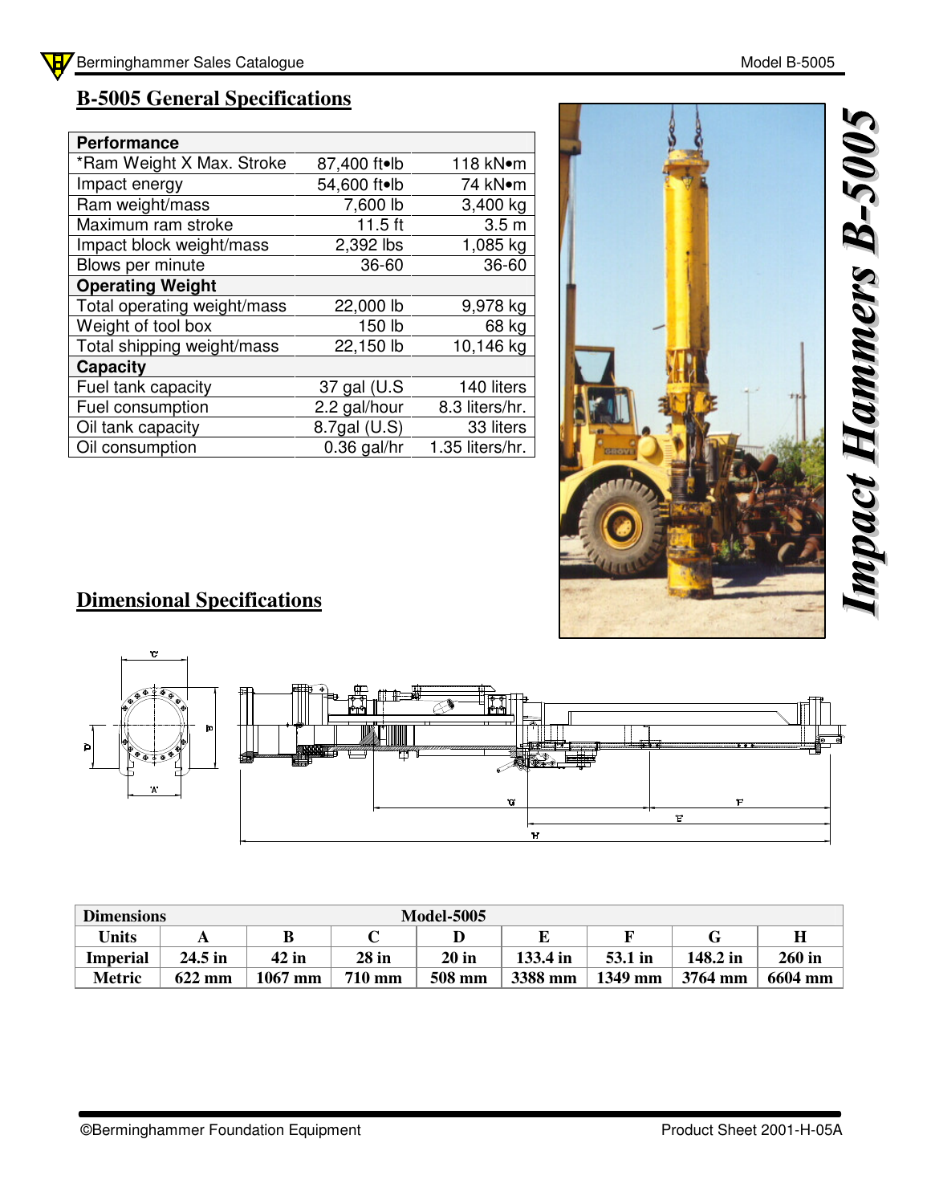## B-5005 General Specifications

| Performance | | |
|---|---|---|
| *Ram Weight X Max. Stroke | 87,400 ft•lb | 118 kN•m |
| Impact energy | 54,600 ft•lb | 74 kN•m |
| Ram weight/mass | 7,600 lb | 3,400 kg |
| Maximum ram stroke | 11.5 ft | 3.5 m |
| Impact block weight/mass | 2,392 lbs | 1,085 kg |
| Blows per minute | 36-60 | 36-60 |
| **Operating Weight** | | |
| Total operating weight/mass | 22,000 lb | 9,978 kg |
| Weight of tool box | 150 lb | 68 kg |
| Total shipping weight/mass | 22,150 lb | 10,146 kg |
| **Capacity** | | |
| Fuel tank capacity | 37 gal (U.S | 140 liters |
| Fuel consumption | 2.2 gal/hour | 8.3 liters/hr. |
| Oil tank capacity | 8.7gal (U.S) | 33 liters |
| Oil consumption | 0.36 gal/hr | 1.35 liters/hr. |

*Impact Hammers B-5005*

## Dimensional Specifications

| Dimensions | | | | Model-5005 | | | | |
|---|---|---|---|---|---|---|---|---|
| **Units** | **A** | **B** | **C** | **D** | **E** | **F** | **G** | **H** |
| **Imperial** | 24.5 in | 42 in | 28 in | 20 in | 133.4 in | 53.1 in | 148.2 in | 260 in |
| **Metric** | 622 mm | 1067 mm | 710 mm | 508 mm | 3388 mm | 1349 mm | 3764 mm | 6604 mm |

©Berminghammer Foundation Equipment

Product Sheet 2001-H-05A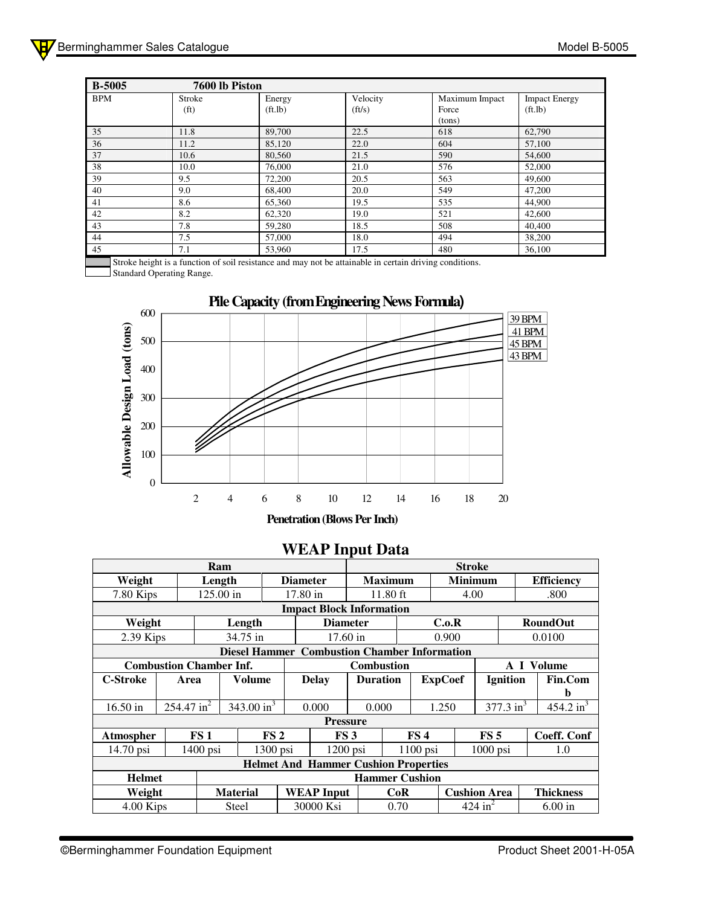| B-5005 | 7600 lb Piston | | | | |
|---|---|---|---|---|---|
| BPM | Stroke (ft) | Energy (ft.lb) | Velocity (ft/s) | Maximum Impact Force (tons) | Impact Energy (ft.lb) |
| 35 | 11.8 | 89,700 | 22.5 | 618 | 62,790 |
| 36 | 11.2 | 85,120 | 22.0 | 604 | 57,100 |
| 37 | 10.6 | 80,560 | 21.5 | 590 | 54,600 |
| 38 | 10.0 | 76,000 | 21.0 | 576 | 52,000 |
| 39 | 9.5 | 72,200 | 20.5 | 563 | 49,600 |
| 40 | 9.0 | 68,400 | 20.0 | 549 | 47,200 |
| 41 | 8.6 | 65,360 | 19.5 | 535 | 44,900 |
| 42 | 8.2 | 62,320 | 19.0 | 521 | 42,600 |
| 43 | 7.8 | 59,280 | 18.5 | 508 | 40,400 |
| 44 | 7.5 | 57,000 | 18.0 | 494 | 38,200 |
| 45 | 7.1 | 53,960 | 17.5 | 480 | 36,100 |

Stroke height is a function of soil resistance and may not be attainable in certain driving conditions.

Standard Operating Range.

**Pile Capacity (from Engineering News Formula)**

Allowable Design Load (tons)

0
100
200
300
400
500
600

2 4 6 8 10 12 14 16 18 20

Penetration (Blows Per Inch)

39 BPM
41 BPM
45 BPM
43 BPM

## WEAP Input Data

| Ram | | | Stroke | | |
|---|---|---|---|---|---|
| Weight | Length | Diameter | Maximum | Minimum | Efficiency |
| 7.80 Kips | 125.00 in | 17.80 in | 11.80 ft | 4.00 | .800 |

| Impact Block Information | | | | |
|---|---|---|---|---|
| Weight | Length | Diameter | C.o.R | RoundOut |
| 2.39 Kips | 34.75 in | 17.60 in | 0.900 | 0.0100 |

| Diesel Hammer Combustion Chamber Information | | | | | | | |
|---|---|---|---|---|---|---|---|
| Combustion Chamber Inf. | | | Combustion | | | A I Volume | |
| C-Stroke | Area | Volume | Delay | Duration | ExpCoef | Ignition | Fin.Comb |
| 16.50 in | 254.47 $in^2$ | 343.00 $in^3$ | 0.000 | 0.000 | 1.250 | 377.3 $in^3$ | 454.2 $in^3$ |

| Pressure | | | | | | |
|---|---|---|---|---|---|---|
| Atmospher | FS 1 | FS 2 | FS 3 | FS 4 | FS 5 | Coeff. Conf |
| 14.70 psi | 1400 psi | 1300 psi | 1200 psi | 1100 psi | 1000 psi | 1.0 |

| Helmet And Hammer Cushion Properties | | | | | |
|---|---|---|---|---|---|
| Helmet | Hammer Cushion | | | | |
| Weight | Material | WEAP Input | CoR | Cushion Area | Thickness |
| 4.00 Kips | Steel | 30000 Ksi | 0.70 | 424 $in^2$ | 6.00 in |